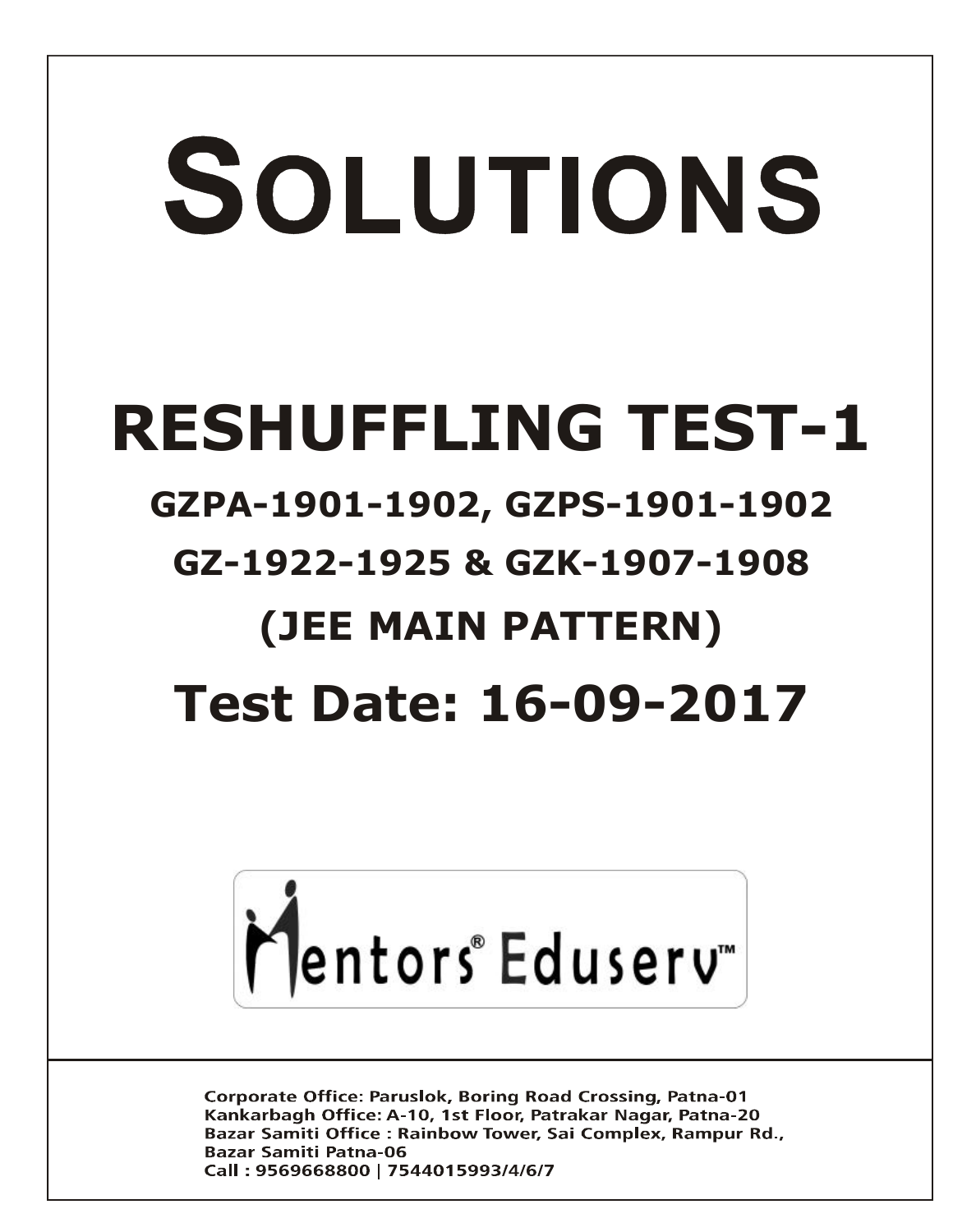# SOLUTIONS

# RESHUFFLING TEST-1

## GZPA-1901-1902, GZPS-1901-1902

## GZ-1922-1925 & GZK-1907-1908

## (JEE MAIN PATTERN)

# Test Date: 16-09-2017

Mentors® Eduserv™

Corporate Office: Paruslok, Boring Road Crossing, Patna-01
Kankarbagh Office: A-10, 1st Floor, Patrakar Nagar, Patna-20
Bazar Samiti Office : Rainbow Tower, Sai Complex, Rampur Rd., Bazar Samiti Patna-06
Call : 9569668800 | 7544015993/4/6/7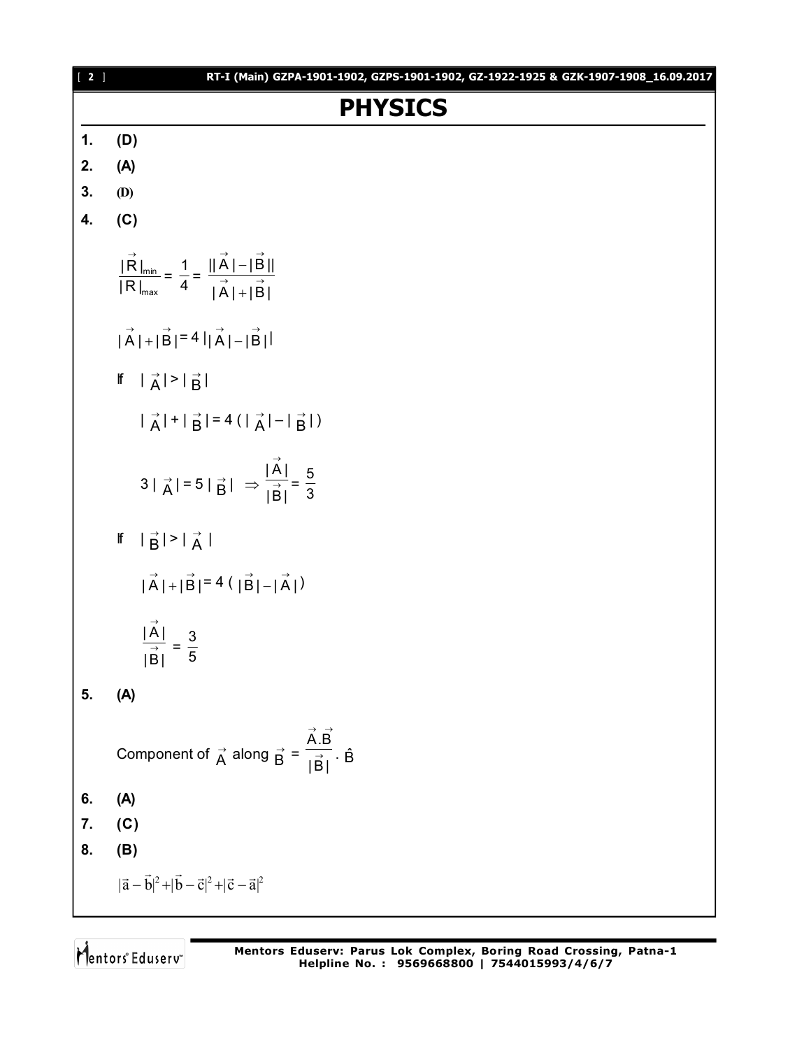# PHYSICS

**1.** **(D)**

**2.** **(A)**

**3.** **(D)**

**4.** **(C)**

$$\frac{|\vec{R}|_{min}}{|R|_{max}} = \frac{1}{4} = \frac{||\vec{A}| - |\vec{B}||}{|\vec{A}| + |\vec{B}|}$$

$$|\vec{A}| + |\vec{B}| = 4\,||\vec{A}| - |\vec{B}||$$

If $|\vec{A}| > |\vec{B}|$

$$|\vec{A}| + |\vec{B}| = 4\,(|\vec{A}| - |\vec{B}|)$$

$$3|\vec{A}| = 5|\vec{B}| \Rightarrow \frac{|\vec{A}|}{|\vec{B}|} = \frac{5}{3}$$

If $|\vec{B}| > |\vec{A}|$

$$|\vec{A}| + |\vec{B}| = 4\,(|\vec{B}| - |\vec{A}|)$$

$$\frac{|\vec{A}|}{|\vec{B}|} = \frac{3}{5}$$

**5.** **(A)**

Component of $\vec{A}$ along $\vec{B}$ = $\dfrac{\vec{A}.\vec{B}}{|\vec{B}|} \cdot \hat{B}$

**6.** **(A)**

**7.** **(C)**

**8.** **(B)**

$$|\vec{a} - \vec{b}|^2 + |\vec{b} - \vec{c}|^2 + |\vec{c} - \vec{a}|^2$$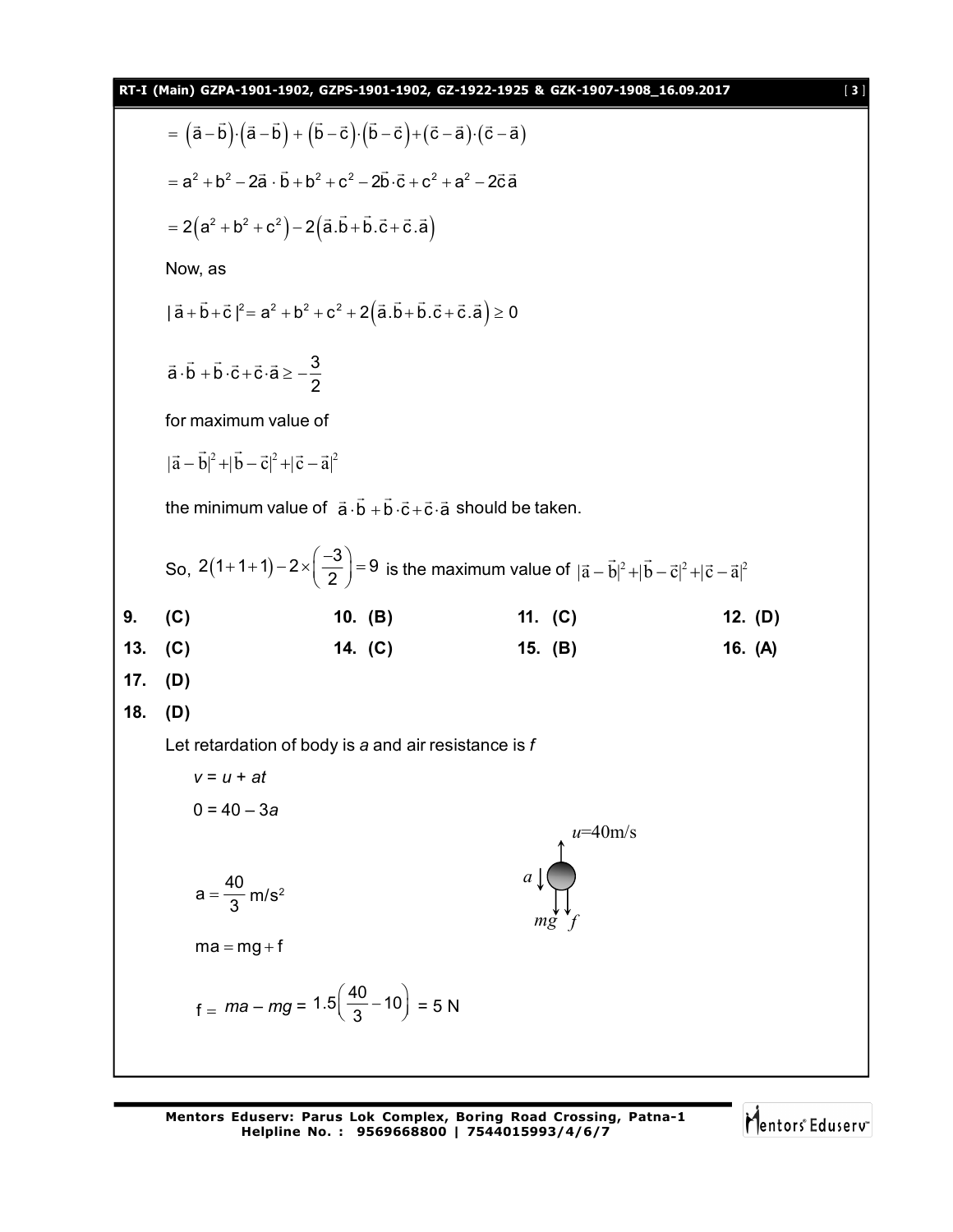$$= \left(\vec{a}-\vec{b}\right)\cdot\left(\vec{a}-\vec{b}\right) + \left(\vec{b}-\vec{c}\right)\cdot\left(\vec{b}-\vec{c}\right) + \left(\vec{c}-\vec{a}\right)\cdot\left(\vec{c}-\vec{a}\right)$$

$$= a^2 + b^2 - 2\vec{a}\cdot\vec{b} + b^2 + c^2 - 2\vec{b}\cdot\vec{c} + c^2 + a^2 - 2\vec{c}\vec{a}$$

$$= 2\left(a^2 + b^2 + c^2\right) - 2\left(\vec{a}.\vec{b} + \vec{b}.\vec{c} + \vec{c}.\vec{a}\right)$$

Now, as

$$|\vec{a}+\vec{b}+\vec{c}|^2 = a^2 + b^2 + c^2 + 2\left(\vec{a}.\vec{b} + \vec{b}.\vec{c} + \vec{c}.\vec{a}\right) \geq 0$$

$$\vec{a}\cdot\vec{b} + \vec{b}\cdot\vec{c} + \vec{c}\cdot\vec{a} \geq -\frac{3}{2}$$

for maximum value of

$$|\vec{a}-\vec{b}|^2 + |\vec{b}-\vec{c}|^2 + |\vec{c}-\vec{a}|^2$$

the minimum value of $\vec{a}\cdot\vec{b} + \vec{b}\cdot\vec{c} + \vec{c}\cdot\vec{a}$ should be taken.

So, $2(1+1+1) - 2\times\left(\frac{-3}{2}\right) = 9$ is the maximum value of $|\vec{a}-\vec{b}|^2 + |\vec{b}-\vec{c}|^2 + |\vec{c}-\vec{a}|^2$

**9.** **(C)** **10.** **(B)** **11.** **(C)** **12.** **(D)**

**13.** **(C)** **14.** **(C)** **15.** **(B)** **16.** **(A)**

**17.** **(D)**

**18.** **(D)**

Let retardation of body is *a* and air resistance is *f*

$v = u + at$

$0 = 40 - 3a$

$u$=40m/s

$a$, $mg$, $f$

$$a = \frac{40}{3}\ \text{m/s}^2$$

$$ma = mg + f$$

$$f = ma - mg = 1.5\left(\frac{40}{3} - 10\right) = 5\ \text{N}$$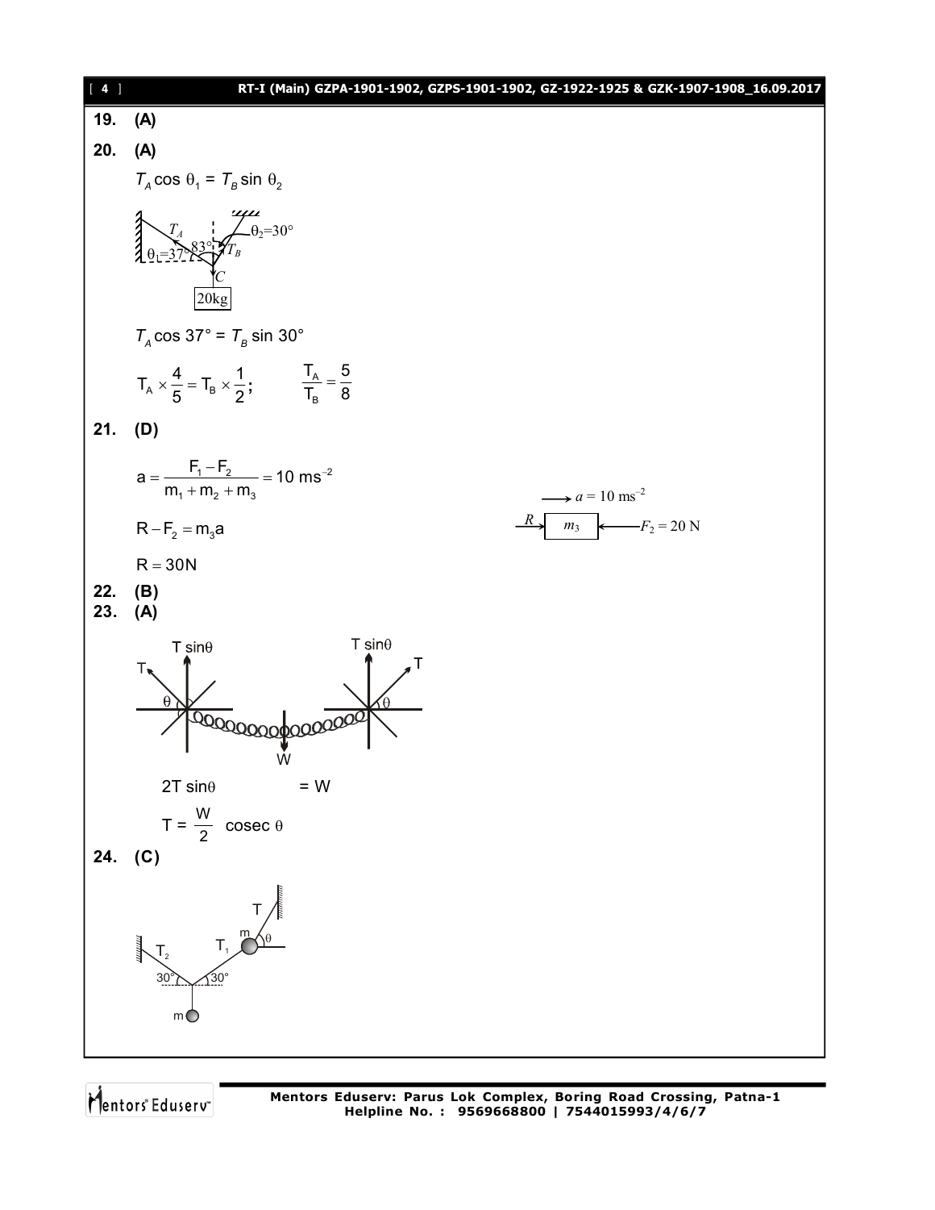**19. (A)**

**20. (A)**

$T_A \cos\theta_1 = T_B \sin\theta_2$

$T_A \cos 37° = T_B \sin 30°$

$T_A \times \frac{4}{5} = T_B \times \frac{1}{2}$; $\quad \frac{T_A}{T_B} = \frac{5}{8}$

**21. (D)**

$$a = \frac{F_1 - F_2}{m_1 + m_2 + m_3} = 10 \text{ ms}^{-2}$$

$R - F_2 = m_3 a$

$R = 30\text{N}$

**22. (B)**

**23. (A)**

$2T \sin\theta = W$

$T = \frac{W}{2} \text{ cosec } \theta$

**24. (C)**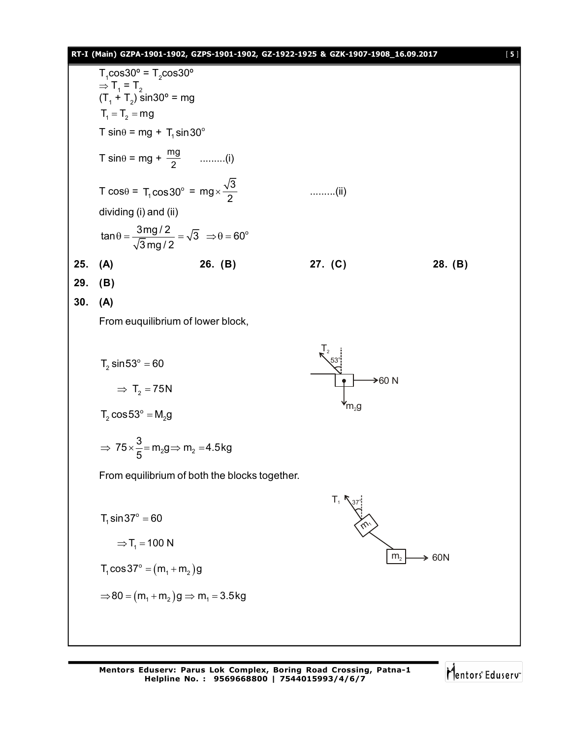$T_1\cos 30^\circ = T_2\cos 30^\circ$

$\Rightarrow T_1 = T_2$

$(T_1 + T_2)\sin 30^\circ = mg$

$T_1 = T_2 = mg$

$T\sin\theta = mg + T_1\sin 30^\circ$

$T\sin\theta = mg + \frac{mg}{2}$ .........(i)

$T\cos\theta = T_1\cos 30^\circ = mg\times\frac{\sqrt{3}}{2}$ .........(ii)

dividing (i) and (ii)

$\tan\theta = \frac{3mg/2}{\sqrt{3}mg/2} = \sqrt{3} \Rightarrow \theta = 60^\circ$

**25.** **(A)** **26.** **(B)** **27.** **(C)** **28.** **(B)**

**29.** **(B)**

**30.** **(A)**

From euquilibrium of lower block,

$T_2\sin 53^\circ = 60$

$\Rightarrow T_2 = 75\text{N}$

$T_2\cos 53^\circ = M_2 g$

$\Rightarrow 75\times\frac{3}{5} = m_2 g \Rightarrow m_2 = 4.5\text{kg}$

From equilibrium of both the blocks together.

$T_1\sin 37^\circ = 60$

$\Rightarrow T_1 = 100\text{ N}$

$T_1\cos 37^\circ = (m_1 + m_2)g$

$\Rightarrow 80 = (m_1 + m_2)g \Rightarrow m_1 = 3.5\text{kg}$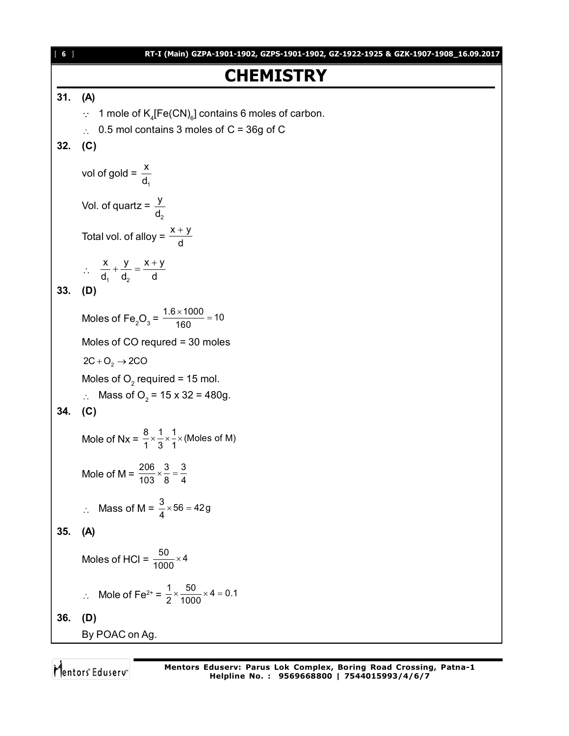# CHEMISTRY

**31. (A)**

$\because$ 1 mole of $K_4[Fe(CN)_6]$ contains 6 moles of carbon.

$\therefore$ 0.5 mol contains 3 moles of C = 36g of C

**32. (C)**

vol of gold = $\frac{x}{d_1}$

Vol. of quartz = $\frac{y}{d_2}$

Total vol. of alloy = $\frac{x+y}{d}$

$\therefore \quad \frac{x}{d_1} + \frac{y}{d_2} = \frac{x+y}{d}$

**33. (D)**

Moles of $Fe_2O_3$ = $\frac{1.6 \times 1000}{160} = 10$

Moles of CO requred = 30 moles

$2C + O_2 \rightarrow 2CO$

Moles of $O_2$ required = 15 mol.

$\therefore$ Mass of $O_2$ = 15 x 32 = 480g.

**34. (C)**

Mole of Nx = $\frac{8}{1} \times \frac{1}{3} \times \frac{1}{1} \times$ (Moles of M)

Mole of M = $\frac{206}{103} \times \frac{3}{8} = \frac{3}{4}$

$\therefore$ Mass of M = $\frac{3}{4} \times 56 = 42\,g$

**35. (A)**

Moles of HCl = $\frac{50}{1000} \times 4$

$\therefore$ Mole of $Fe^{2+}$ = $\frac{1}{2} \times \frac{50}{1000} \times 4 = 0.1$

**36. (D)**

By POAC on Ag.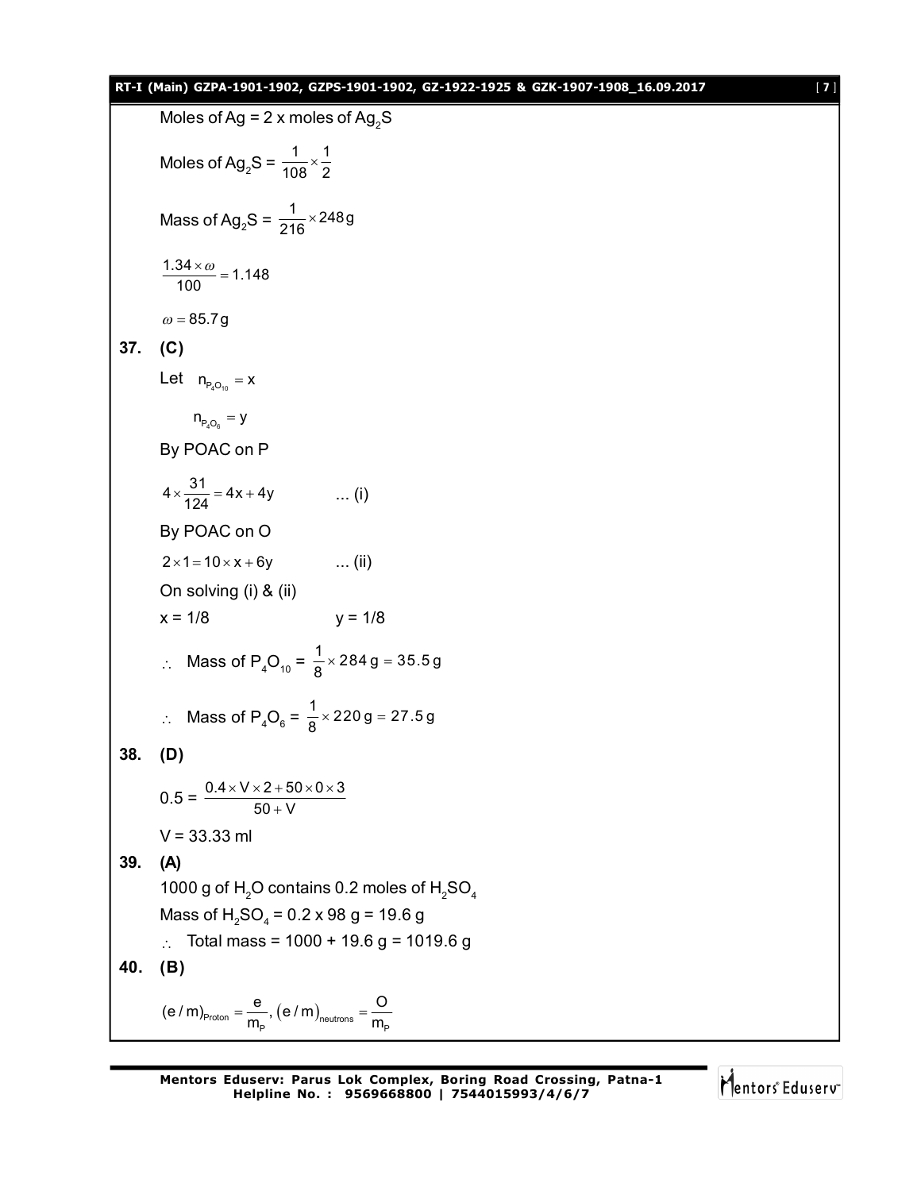Moles of Ag = 2 x moles of $Ag_2S$

Moles of $Ag_2S$ = $\frac{1}{108}\times\frac{1}{2}$

Mass of $Ag_2S$ = $\frac{1}{216}\times 248\,g$

$$\frac{1.34\times\omega}{100}=1.148$$

$\omega = 85.7\,g$

**37. (C)**

Let $n_{P_4O_{10}} = x$

$n_{P_4O_6} = y$

By POAC on P

$$4\times\frac{31}{124}=4x+4y \qquad \text{... (i)}$$

By POAC on O

$$2\times 1 = 10\times x + 6y \qquad \text{... (ii)}$$

On solving (i) & (ii)

x = 1/8 y = 1/8

$\therefore$ Mass of $P_4O_{10}$ = $\frac{1}{8}\times 284\,g = 35.5\,g$

$\therefore$ Mass of $P_4O_6$ = $\frac{1}{8}\times 220\,g = 27.5\,g$

**38. (D)**

$$0.5 = \frac{0.4\times V\times 2 + 50\times 0\times 3}{50+V}$$

V = 33.33 ml

**39. (A)**

1000 g of $H_2O$ contains 0.2 moles of $H_2SO_4$

Mass of $H_2SO_4$ = 0.2 x 98 g = 19.6 g

$\therefore$ Total mass = 1000 + 19.6 g = 1019.6 g

**40. (B)**

$$(e/m)_{Proton} = \frac{e}{m_P},\ (e/m)_{neutrons} = \frac{O}{m_P}$$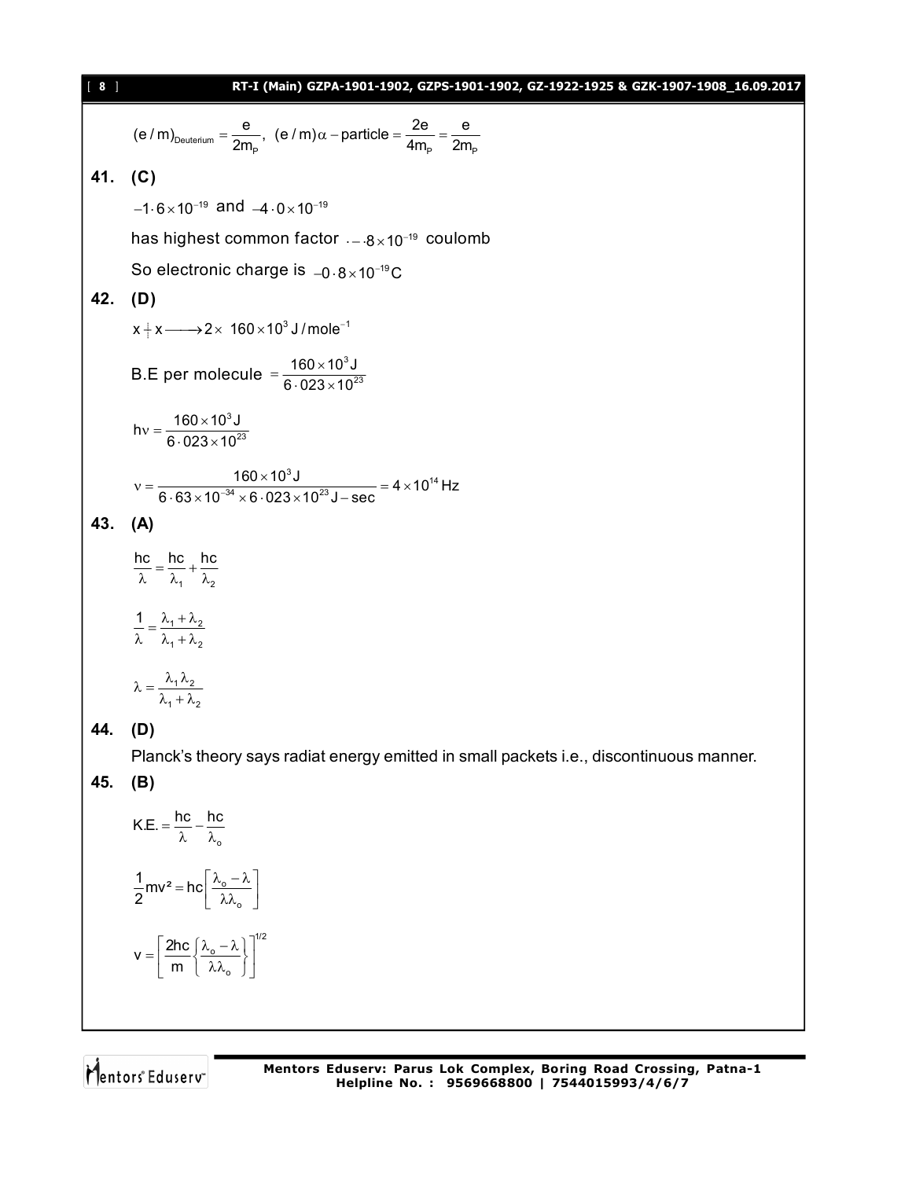$$(e/m)_{\text{Deuterium}} = \frac{e}{2m_P}, \ (e/m)\alpha - \text{particle} = \frac{2e}{4m_P} = \frac{e}{2m_P}$$

**41. (C)**

$-1\cdot 6\times 10^{-19}$ and $-4\cdot 0\times 10^{-19}$

has highest common factor $\cdot - \cdot 8\times 10^{-19}$ coulomb

So electronic charge is $-0\cdot 8\times 10^{-19}\,C$

**42. (D)**

$$x \mid x \longrightarrow 2\times\ 160\times 10^{3}\,J/\text{mole}^{-1}$$

$$\text{B.E per molecule } = \frac{160\times 10^{3}\,J}{6\cdot 023\times 10^{23}}$$

$$h\nu = \frac{160\times 10^{3}\,J}{6\cdot 023\times 10^{23}}$$

$$\nu = \frac{160\times 10^{3}\,J}{6\cdot 63\times 10^{-34}\times 6\cdot 023\times 10^{23}\,J-\text{sec}} = 4\times 10^{14}\,Hz$$

**43. (A)**

$$\frac{hc}{\lambda} = \frac{hc}{\lambda_1} + \frac{hc}{\lambda_2}$$

$$\frac{1}{\lambda} = \frac{\lambda_1+\lambda_2}{\lambda_1+\lambda_2}$$

$$\lambda = \frac{\lambda_1\lambda_2}{\lambda_1+\lambda_2}$$

**44. (D)**

Planck's theory says radiat energy emitted in small packets i.e., discontinuous manner.

**45. (B)**

$$K.E. = \frac{hc}{\lambda} - \frac{hc}{\lambda_o}$$

$$\frac{1}{2}mv^2 = hc\left[\frac{\lambda_o - \lambda}{\lambda\lambda_o}\right]$$

$$v = \left[\frac{2hc}{m}\left\{\frac{\lambda_o - \lambda}{\lambda\lambda_o}\right\}\right]^{1/2}$$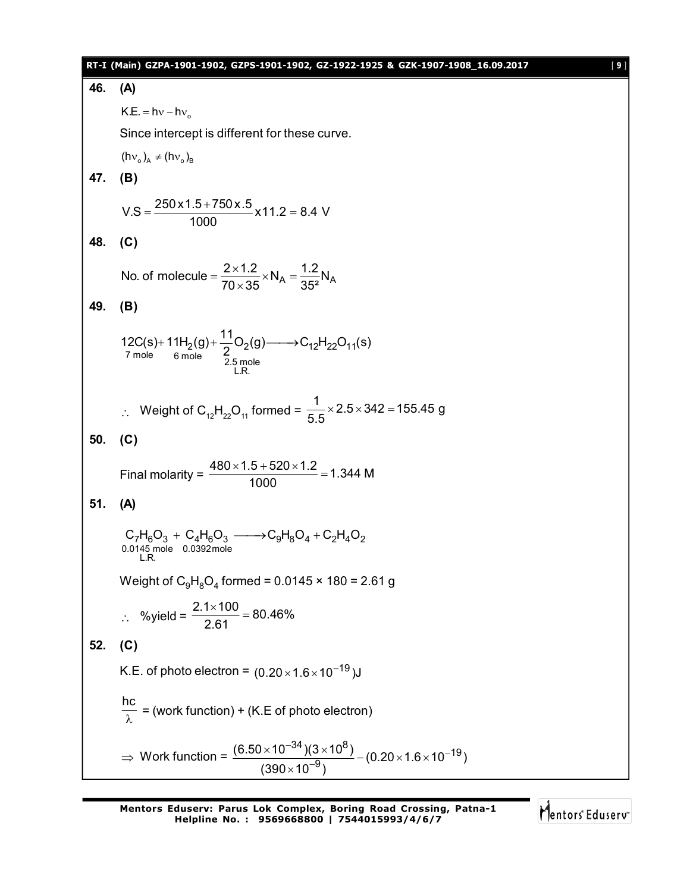**46. (A)**

$K.E. = h\nu - h\nu_o$

Since intercept is different for these curve.

$(h\nu_o)_A \neq (h\nu_o)_B$

**47. (B)**

$$V.S = \frac{250 \times 1.5 + 750 \times .5}{1000} \times 11.2 = 8.4 \ V$$

**48. (C)**

$$\text{No. of molecule} = \frac{2 \times 1.2}{70 \times 35} \times N_A = \frac{1.2}{35^2} N_A$$

**49. (B)**

$$\underset{7 \text{ mole}}{12C(s)} + \underset{6 \text{ mole}}{11H_2(g)} + \underset{\substack{2.5 \text{ mole} \\ \text{L.R.}}}{\frac{11}{2}O_2(g)} \longrightarrow C_{12}H_{22}O_{11}(s)$$

$\therefore$ Weight of $C_{12}H_{22}O_{11}$ formed = $\frac{1}{5.5} \times 2.5 \times 342 = 155.45$ g

**50. (C)**

$$\text{Final molarity} = \frac{480 \times 1.5 + 520 \times 1.2}{1000} = 1.344 \text{ M}$$

**51. (A)**

$$\underset{\substack{0.0145 \text{ mole} \\ \text{L.R.}}}{C_7H_6O_3} + \underset{0.0392 \text{mole}}{C_4H_6O_3} \longrightarrow C_9H_8O_4 + C_2H_4O_2$$

Weight of $C_9H_8O_4$ formed = 0.0145 × 180 = 2.61 g

$\therefore$ %yield = $\frac{2.1 \times 100}{2.61} = 80.46\%$

**52. (C)**

K.E. of photo electron = $(0.20 \times 1.6 \times 10^{-19})$J

$\frac{hc}{\lambda}$ = (work function) + (K.E of photo electron)

$\Rightarrow$ Work function = $\frac{(6.50 \times 10^{-34})(3 \times 10^8)}{(390 \times 10^{-9})} - (0.20 \times 1.6 \times 10^{-19})$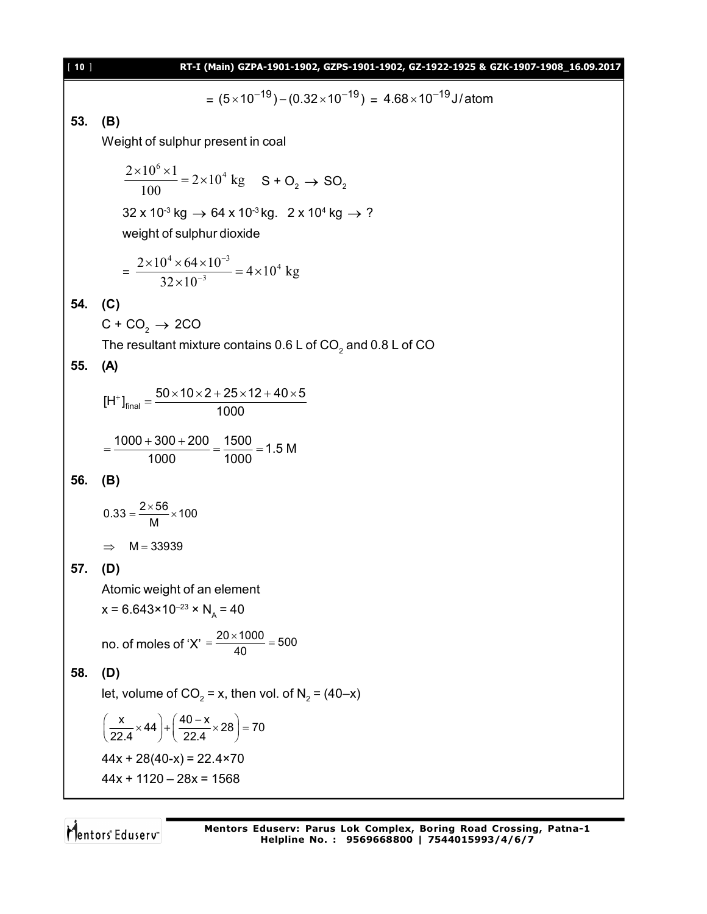$$= (5\times10^{-19}) - (0.32\times10^{-19}) = 4.68\times10^{-19}\text{ J/atom}$$

**53. (B)**

Weight of sulphur present in coal

$$\frac{2\times10^{6}\times1}{100} = 2\times10^{4}\text{ kg} \quad S + O_2 \rightarrow SO_2$$

$32 \times 10^{-3}$ kg $\rightarrow$ $64 \times 10^{-3}$ kg. $2 \times 10^{4}$ kg $\rightarrow$ ?

weight of sulphur dioxide

$$= \frac{2\times10^{4}\times64\times10^{-3}}{32\times10^{-3}} = 4\times10^{4}\text{ kg}$$

**54. (C)**

$C + CO_2 \rightarrow 2CO$

The resultant mixture contains 0.6 L of $CO_2$ and 0.8 L of CO

**55. (A)**

$$[H^{+}]_{final} = \frac{50\times10\times2+25\times12+40\times5}{1000}$$

$$= \frac{1000+300+200}{1000} = \frac{1500}{1000} = 1.5\text{ M}$$

**56. (B)**

$$0.33 = \frac{2\times56}{M}\times100$$

$\Rightarrow \quad M = 33939$

**57. (D)**

Atomic weight of an element

$x = 6.643\times10^{-23} \times N_A = 40$

no. of moles of 'X' $= \frac{20\times1000}{40} = 500$

**58. (D)**

let, volume of $CO_2$ = x, then vol. of $N_2$ = (40–x)

$$\left(\frac{x}{22.4}\times44\right) + \left(\frac{40-x}{22.4}\times28\right) = 70$$

$44x + 28(40-x) = 22.4\times70$

$44x + 1120 - 28x = 1568$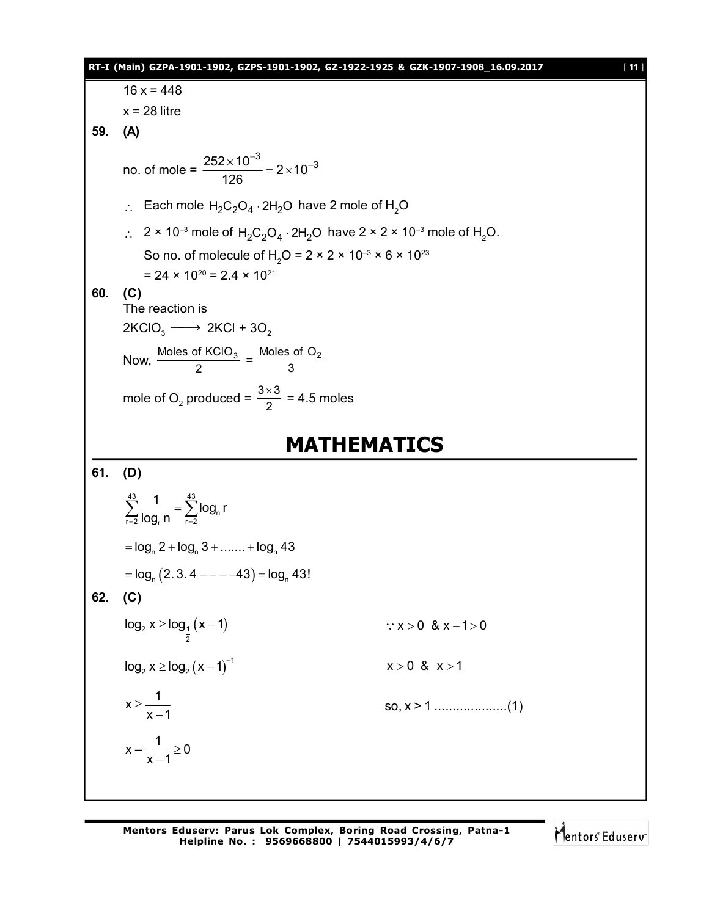$16x = 448$

$x = 28$ litre

**59. (A)**

no. of mole = $\frac{252 \times 10^{-3}}{126} = 2 \times 10^{-3}$

$\therefore$ Each mole $H_2C_2O_4 \cdot 2H_2O$ have 2 mole of $H_2O$

$\therefore$ $2 \times 10^{-3}$ mole of $H_2C_2O_4 \cdot 2H_2O$ have $2 \times 2 \times 10^{-3}$ mole of $H_2O$.

So no. of molecule of $H_2O = 2 \times 2 \times 10^{-3} \times 6 \times 10^{23}$

$= 24 \times 10^{20} = 2.4 \times 10^{21}$

**60. (C)**

The reaction is

$2KClO_3 \longrightarrow 2KCl + 3O_2$

Now, $\frac{\text{Moles of } KClO_3}{2} = \frac{\text{Moles of } O_2}{3}$

mole of $O_2$ produced = $\frac{3 \times 3}{2}$ = 4.5 moles

# MATHEMATICS

**61. (D)**

$$\sum_{r=2}^{43} \frac{1}{\log_r n} = \sum_{r=2}^{43} \log_n r$$

$$= \log_n 2 + \log_n 3 + ....... + \log_n 43$$

$$= \log_n (2.3.4 ----43) = \log_n 43!$$

**62. (C)**

$\log_2 x \geq \log_{\frac{1}{2}} (x-1)$  $\because x > 0$ & $x - 1 > 0$

$\log_2 x \geq \log_2 (x-1)^{-1}$  $x > 0$ & $x > 1$

$x \geq \frac{1}{x-1}$  so, $x > 1$ ....................(1)

$x - \frac{1}{x-1} \geq 0$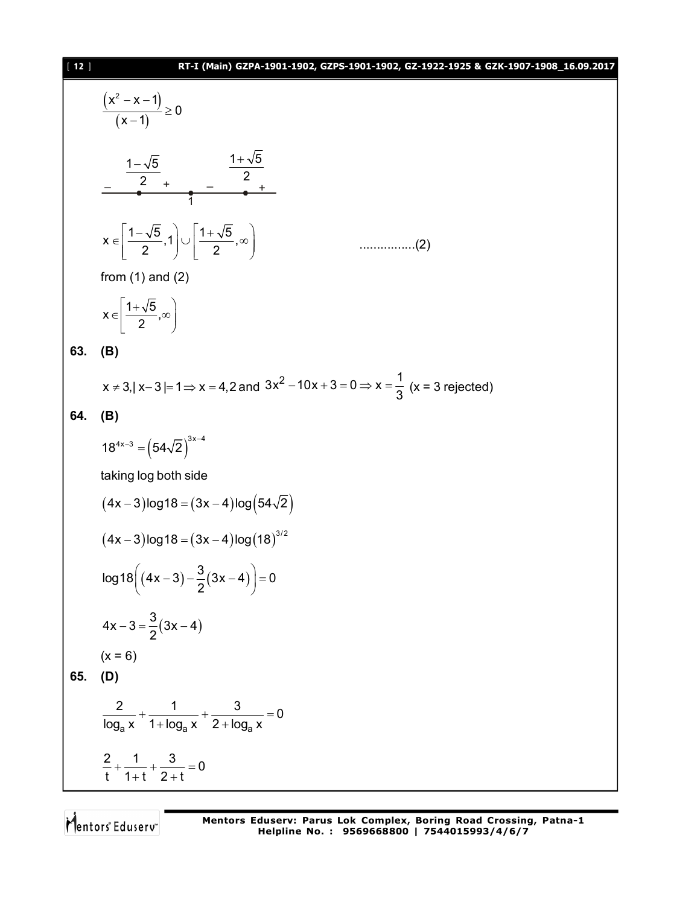$$\frac{(x^2 - x - 1)}{(x-1)} \geq 0$$

$$\underset{-}{\quad}\overset{\frac{1-\sqrt{5}}{2}}{\bullet}\underset{+}{\quad}\underset{1}{\bullet}\underset{-}{\quad}\overset{\frac{1+\sqrt{5}}{2}}{\bullet}\underset{+}{\quad}$$

$$x \in \left[\frac{1-\sqrt{5}}{2}, 1\right) \cup \left[\frac{1+\sqrt{5}}{2}, \infty\right) \qquad \text{................(2)}$$

from (1) and (2)

$$x \in \left[\frac{1+\sqrt{5}}{2}, \infty\right)$$

**63. (B)**

$x \neq 3, |x-3| = 1 \Rightarrow x = 4, 2$ and $3x^2 - 10x + 3 = 0 \Rightarrow x = \frac{1}{3}$ (x = 3 rejected)

**64. (B)**

$$18^{4x-3} = \left(54\sqrt{2}\right)^{3x-4}$$

taking log both side

$$(4x-3)\log 18 = (3x-4)\log\left(54\sqrt{2}\right)$$

$$(4x-3)\log 18 = (3x-4)\log(18)^{3/2}$$

$$\log 18\left((4x-3) - \frac{3}{2}(3x-4)\right) = 0$$

$$4x - 3 = \frac{3}{2}(3x-4)$$

(x = 6)

**65. (D)**

$$\frac{2}{\log_a x} + \frac{1}{1+\log_a x} + \frac{3}{2+\log_a x} = 0$$

$$\frac{2}{t} + \frac{1}{1+t} + \frac{3}{2+t} = 0$$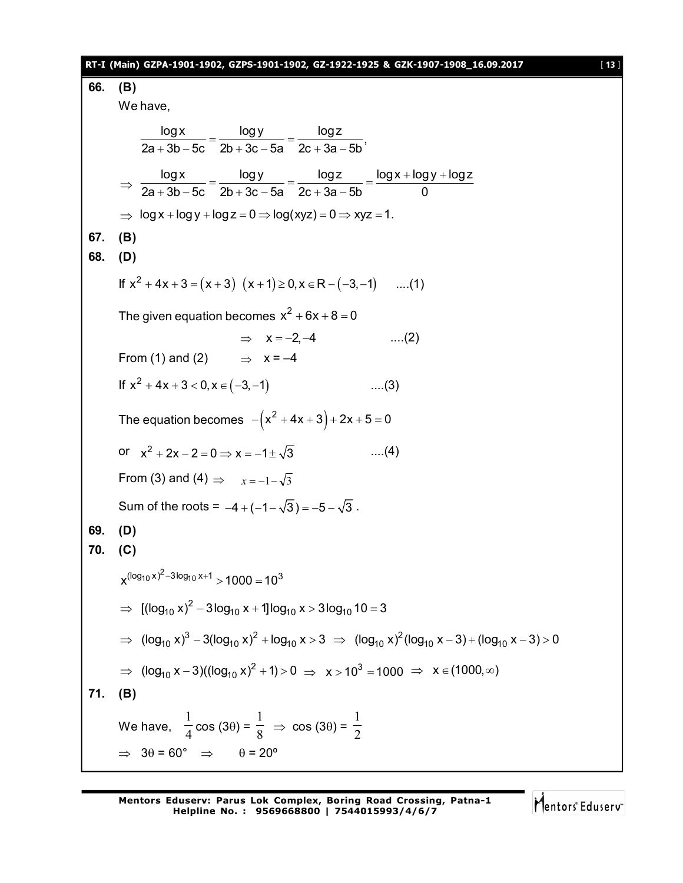**66. (B)**

We have,

$$\frac{\log x}{2a+3b-5c}=\frac{\log y}{2b+3c-5a}=\frac{\log z}{2c+3a-5b},$$

$$\Rightarrow\ \frac{\log x}{2a+3b-5c}=\frac{\log y}{2b+3c-5a}=\frac{\log z}{2c+3a-5b}=\frac{\log x+\log y+\log z}{0}$$

$$\Rightarrow\ \log x+\log y+\log z=0\Rightarrow \log(xyz)=0\Rightarrow xyz=1.$$

**67. (B)**

**68. (D)**

If $x^2+4x+3=(x+3)\ (x+1)\geq 0, x\in R-(-3,-1)$ ....(1)

The given equation becomes $x^2+6x+8=0$

$\Rightarrow\ x=-2,-4$ ....(2)

From (1) and (2) $\Rightarrow$ x = –4

If $x^2+4x+3<0, x\in(-3,-1)$ ....(3)

The equation becomes $-\left(x^2+4x+3\right)+2x+5=0$

or $x^2+2x-2=0\Rightarrow x=-1\pm\sqrt{3}$ ....(4)

From (3) and (4) $\Rightarrow$ $x=-1-\sqrt{3}$

Sum of the roots = $-4+(-1-\sqrt{3})=-5-\sqrt{3}$.

**69. (D)**

**70. (C)**

$$x^{(\log_{10}x)^2-3\log_{10}x+1}>1000=10^3$$

$$\Rightarrow\ [(\log_{10}x)^2-3\log_{10}x+1]\log_{10}x>3\log_{10}10=3$$

$$\Rightarrow\ (\log_{10}x)^3-3(\log_{10}x)^2+\log_{10}x>3\ \Rightarrow\ (\log_{10}x)^2(\log_{10}x-3)+(\log_{10}x-3)>0$$

$$\Rightarrow\ (\log_{10}x-3)((\log_{10}x)^2+1)>0\ \Rightarrow\ x>10^3=1000\ \Rightarrow\ x\in(1000,\infty)$$

**71. (B)**

We have, $\frac{1}{4}\cos(3\theta)=\frac{1}{8}\ \Rightarrow\ \cos(3\theta)=\frac{1}{2}$

$\Rightarrow\ 3\theta=60°\ \Rightarrow\ \theta=20°$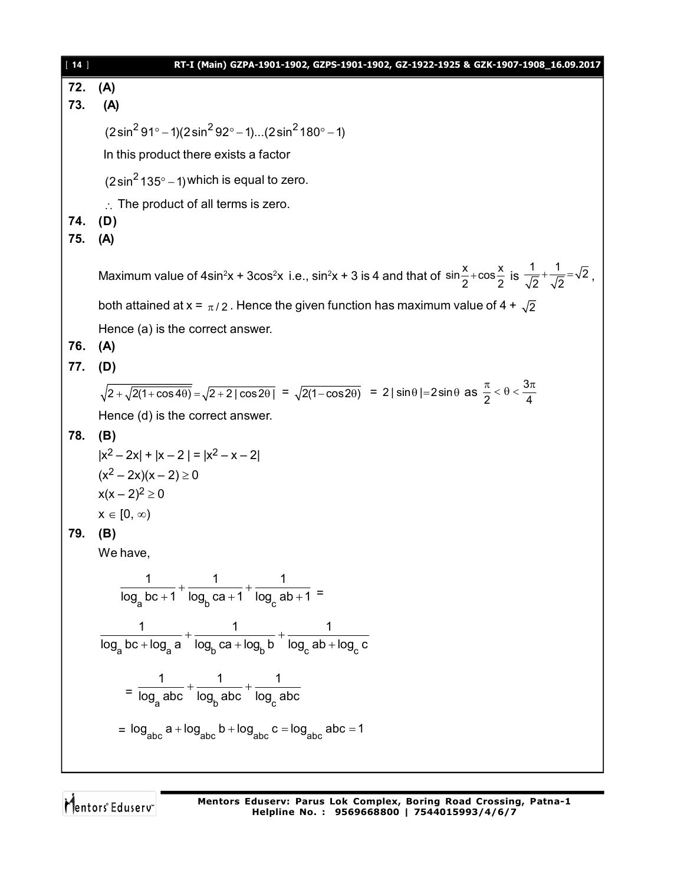**72.** **(A)**

**73.** **(A)**

$(2\sin^2 91^\circ - 1)(2\sin^2 92^\circ - 1)...(2\sin^2 180^\circ - 1)$

In this product there exists a factor

$(2\sin^2 135^\circ - 1)$ which is equal to zero.

$\therefore$ The product of all terms is zero.

**74.** **(D)**

**75.** **(A)**

Maximum value of $4\sin^2 x + 3\cos^2 x$ i.e., $\sin^2 x + 3$ is 4 and that of $\sin\frac{x}{2} + \cos\frac{x}{2}$ is $\frac{1}{\sqrt{2}} + \frac{1}{\sqrt{2}} = \sqrt{2}$,

both attained at x = $\pi/2$. Hence the given function has maximum value of 4 + $\sqrt{2}$

Hence (a) is the correct answer.

**76.** **(A)**

**77.** **(D)**

$\sqrt{2 + \sqrt{2(1+\cos 4\theta)}} = \sqrt{2 + 2|\cos 2\theta|}$ = $\sqrt{2(1-\cos 2\theta)}$ = $2|\sin\theta| = 2\sin\theta$ as $\frac{\pi}{2} < \theta < \frac{3\pi}{4}$

Hence (d) is the correct answer.

**78.** **(B)**

$|x^2 - 2x| + |x - 2| = |x^2 - x - 2|$

$(x^2 - 2x)(x - 2) \geq 0$

$x(x-2)^2 \geq 0$

$x \in [0, \infty)$

**79.** **(B)**

We have,

$$\frac{1}{\log_a bc + 1} + \frac{1}{\log_b ca + 1} + \frac{1}{\log_c ab + 1} =$$

$$\frac{1}{\log_a bc + \log_a a} + \frac{1}{\log_b ca + \log_b b} + \frac{1}{\log_c ab + \log_c c}$$

$$= \frac{1}{\log_a abc} + \frac{1}{\log_b abc} + \frac{1}{\log_c abc}$$

$$= \log_{abc} a + \log_{abc} b + \log_{abc} c = \log_{abc} abc = 1$$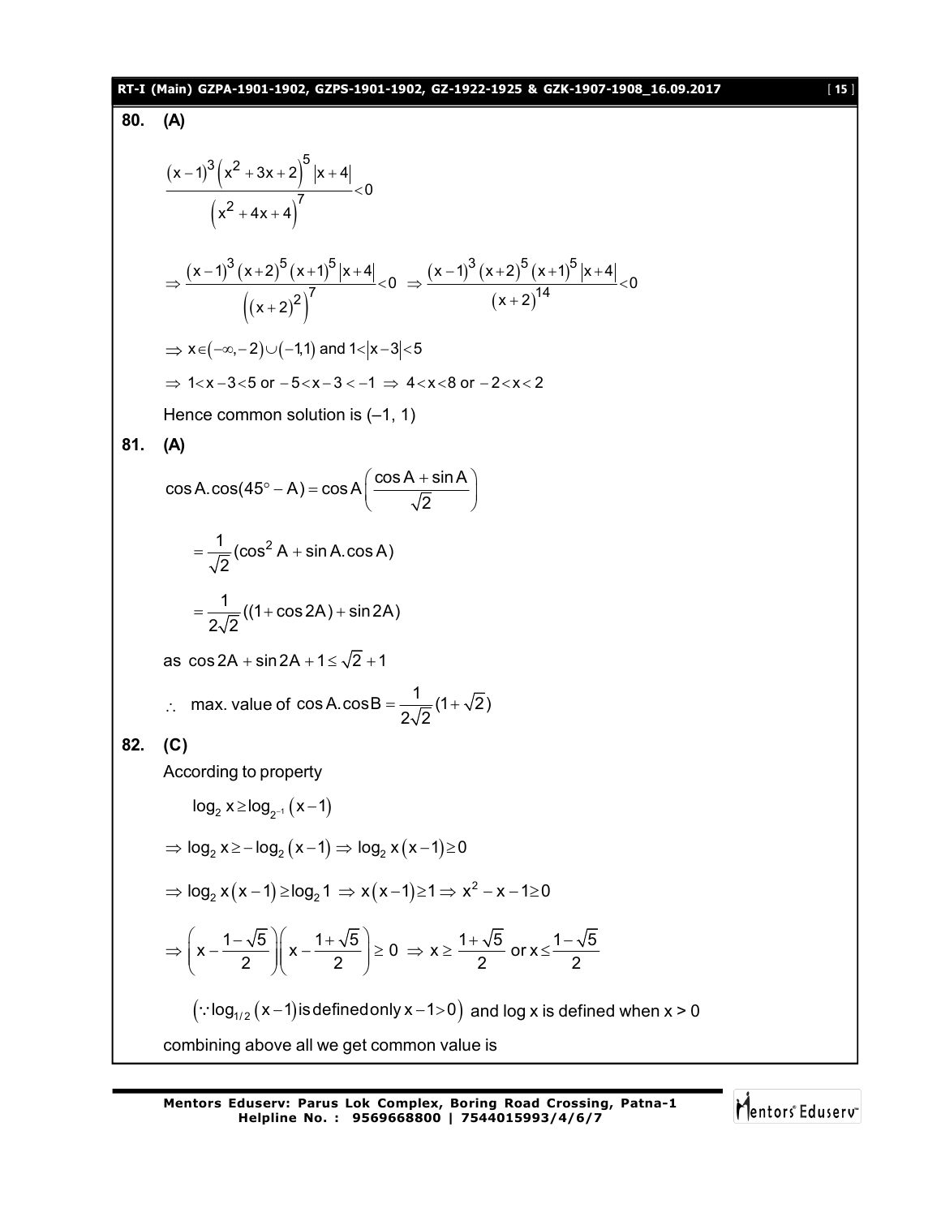**80. (A)**

$$\frac{(x-1)^3\left(x^2+3x+2\right)^5|x+4|}{\left(x^2+4x+4\right)^7}<0$$

$$\Rightarrow \frac{(x-1)^3(x+2)^5(x+1)^5|x+4|}{\left((x+2)^2\right)^7}<0 \Rightarrow \frac{(x-1)^3(x+2)^5(x+1)^5|x+4|}{(x+2)^{14}}<0$$

$\Rightarrow x\in(-\infty,-2)\cup(-1,1)$ and $1<|x-3|<5$

$\Rightarrow 1<x-3<5$ or $-5<x-3<-1 \Rightarrow 4<x<8$ or $-2<x<2$

Hence common solution is (–1, 1)

**81. (A)**

$$\cos A.\cos(45^\circ - A) = \cos A\left(\frac{\cos A+\sin A}{\sqrt{2}}\right)$$

$$=\frac{1}{\sqrt{2}}(\cos^2 A+\sin A.\cos A)$$

$$=\frac{1}{2\sqrt{2}}((1+\cos 2A)+\sin 2A)$$

as $\cos 2A+\sin 2A+1\le\sqrt{2}+1$

$\therefore$ max. value of $\cos A.\cos B=\dfrac{1}{2\sqrt{2}}(1+\sqrt{2})$

**82. (C)**

According to property

$\log_2 x\ge\log_{2^{-1}}(x-1)$

$\Rightarrow \log_2 x\ge-\log_2(x-1)\Rightarrow \log_2 x(x-1)\ge 0$

$\Rightarrow \log_2 x(x-1)\ge\log_2 1 \Rightarrow x(x-1)\ge 1\Rightarrow x^2-x-1\ge 0$

$$\Rightarrow\left(x-\frac{1-\sqrt{5}}{2}\right)\left(x-\frac{1+\sqrt{5}}{2}\right)\ge 0 \Rightarrow x\ge\frac{1+\sqrt{5}}{2} \text{ or } x\le\frac{1-\sqrt{5}}{2}$$

$\left(\because \log_{1/2}(x-1) \text{ is defined only } x-1>0\right)$ and log x is defined when x > 0

combining above all we get common value is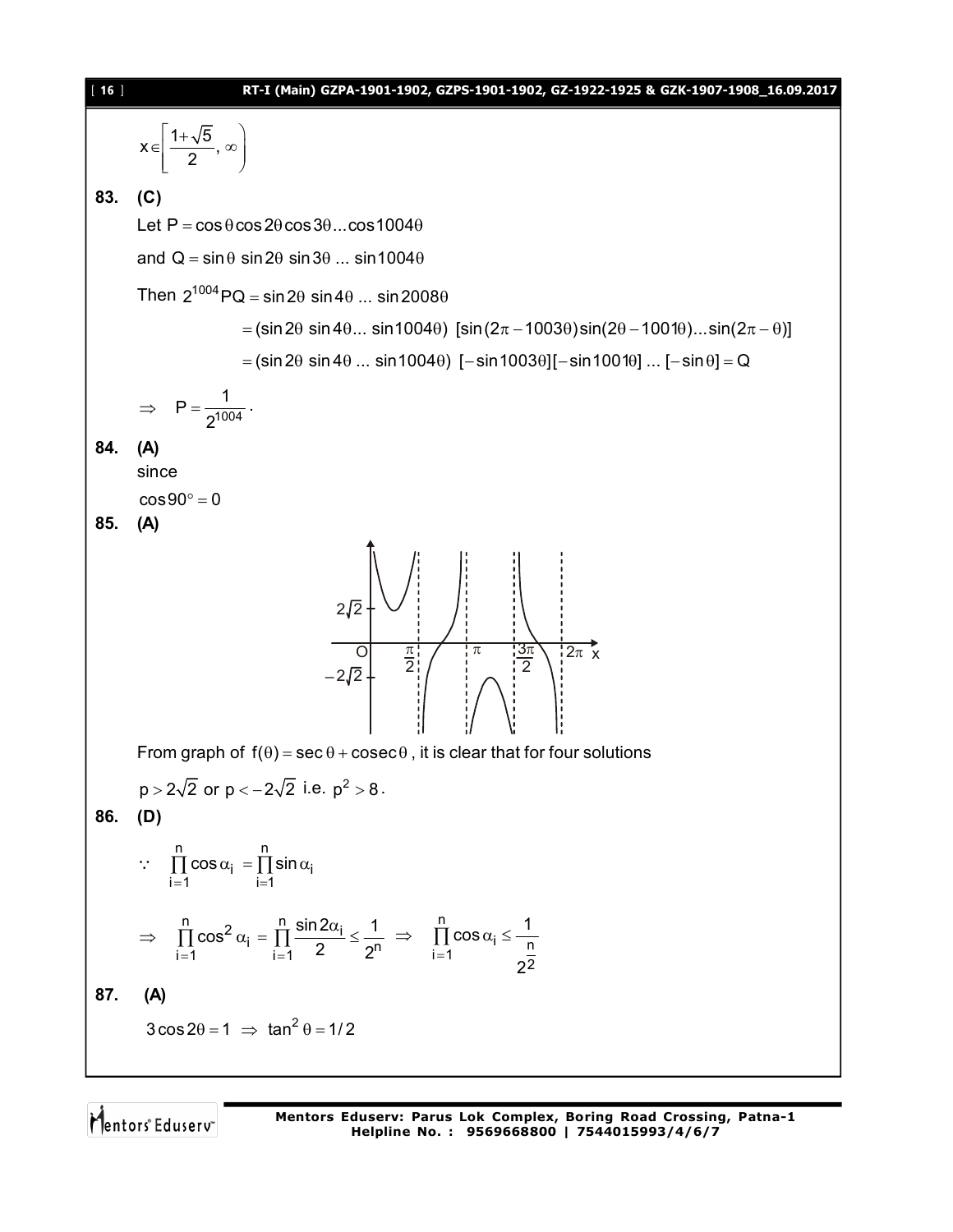$$x \in \left[\frac{1+\sqrt{5}}{2}, \infty\right)$$

**83. (C)**

Let $P = \cos\theta \cos 2\theta \cos 3\theta ... \cos 1004\theta$

and $Q = \sin\theta \sin 2\theta \sin 3\theta ... \sin 1004\theta$

Then $2^{1004} PQ = \sin 2\theta \sin 4\theta ... \sin 2008\theta$

$$= (\sin 2\theta \sin 4\theta ... \sin 1004\theta)\ [\sin(2\pi - 1003\theta)\sin(2\theta - 1001\theta)...\sin(2\pi - \theta)]$$

$$= (\sin 2\theta \sin 4\theta ... \sin 1004\theta)\ [-\sin 1003\theta][-\sin 1001\theta] ... [-\sin\theta] = Q$$

$$\Rightarrow \quad P = \frac{1}{2^{1004}}.$$

**84. (A)**

since

$\cos 90^\circ = 0$

**85. (A)**

From graph of $f(\theta) = \sec\theta + \operatorname{cosec}\theta$, it is clear that for four solutions

$p > 2\sqrt{2}$ or $p < -2\sqrt{2}$ i.e. $p^2 > 8$.

**86. (D)**

$$\because \quad \prod_{i=1}^{n} \cos\alpha_i = \prod_{i=1}^{n} \sin\alpha_i$$

$$\Rightarrow \quad \prod_{i=1}^{n} \cos^2\alpha_i = \prod_{i=1}^{n} \frac{\sin 2\alpha_i}{2} \le \frac{1}{2^n} \quad \Rightarrow \quad \prod_{i=1}^{n} \cos\alpha_i \le \frac{1}{2^{\frac{n}{2}}}$$

**87. (A)**

$3\cos 2\theta = 1 \Rightarrow \tan^2\theta = 1/2$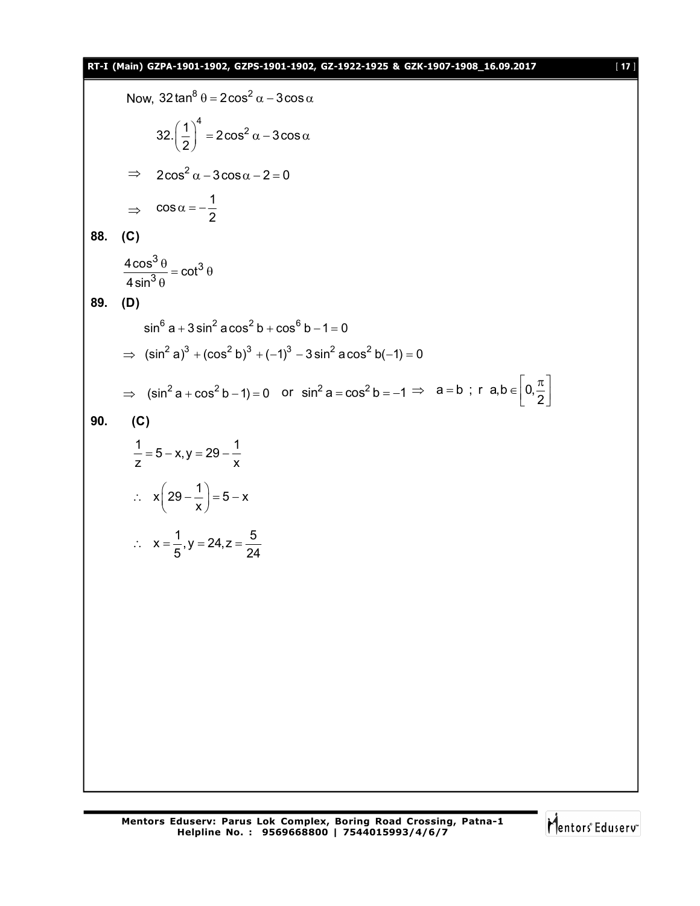Now, $32\tan^8\theta = 2\cos^2\alpha - 3\cos\alpha$

$$32.\left(\frac{1}{2}\right)^4 = 2\cos^2\alpha - 3\cos\alpha$$

$$\Rightarrow \quad 2\cos^2\alpha - 3\cos\alpha - 2 = 0$$

$$\Rightarrow \quad \cos\alpha = -\frac{1}{2}$$

**88. (C)**

$$\frac{4\cos^3\theta}{4\sin^3\theta} = \cot^3\theta$$

**89. (D)**

$$\sin^6 a + 3\sin^2 a\cos^2 b + \cos^6 b - 1 = 0$$

$$\Rightarrow \quad (\sin^2 a)^3 + (\cos^2 b)^3 + (-1)^3 - 3\sin^2 a\cos^2 b(-1) = 0$$

$$\Rightarrow \quad (\sin^2 a + \cos^2 b - 1) = 0 \quad \text{or} \quad \sin^2 a = \cos^2 b = -1 \Rightarrow \quad a = b \;;\; r \;\; a, b \in \left[0, \frac{\pi}{2}\right]$$

**90. (C)**

$$\frac{1}{z} = 5 - x, y = 29 - \frac{1}{x}$$

$$\therefore \quad x\left(29 - \frac{1}{x}\right) = 5 - x$$

$$\therefore \quad x = \frac{1}{5}, y = 24, z = \frac{5}{24}$$